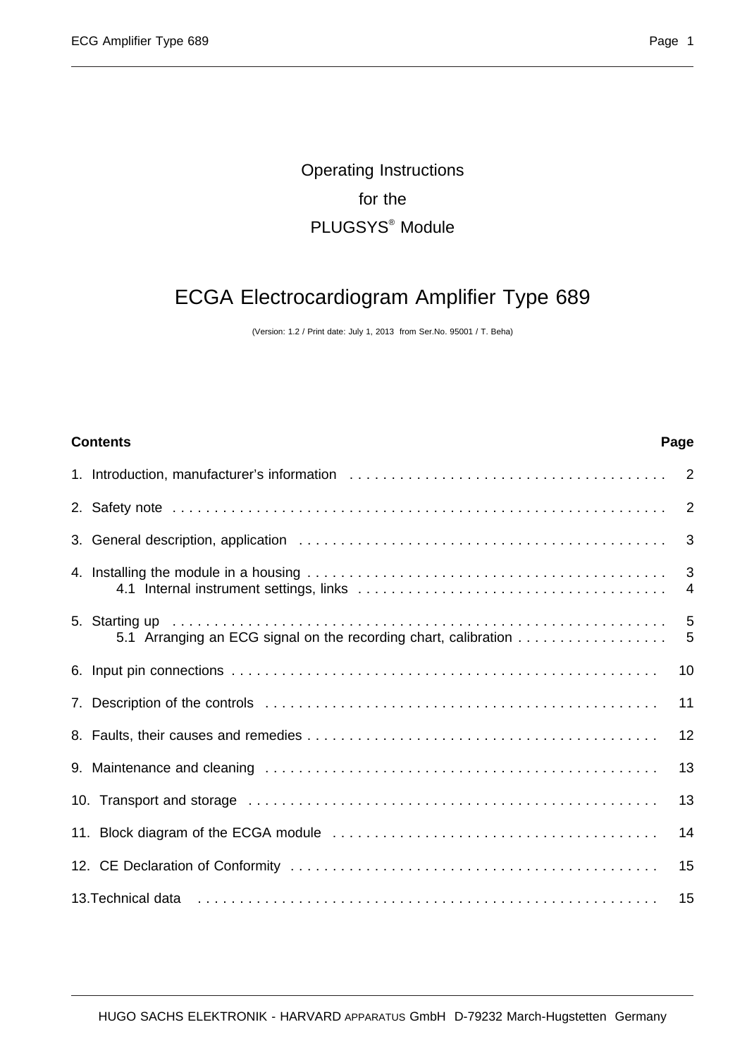Operating Instructions

for the

PLUGSYS® Module

# ECGA Electrocardiogram Amplifier Type 689

(Version: 1.2 / Print date: July 1, 2013 from Ser.No. 95001 / T. Beha)

| **Contents** | **Page** |
|---|---|
| 1. Introduction, manufacturer's information | 2 |
| 2. Safety note | 2 |
| 3. General description, application | 3 |
| 4. Installing the module in a housing | 3 |
| 4.1 Internal instrument settings, links | 4 |
| 5. Starting up | 5 |
| 5.1 Arranging an ECG signal on the recording chart, calibration | 5 |
| 6. Input pin connections | 10 |
| 7. Description of the controls | 11 |
| 8. Faults, their causes and remedies | 12 |
| 9. Maintenance and cleaning | 13 |
| 10. Transport and storage | 13 |
| 11. Block diagram of the ECGA module | 14 |
| 12. CE Declaration of Conformity | 15 |
| 13.Technical data | 15 |

HUGO SACHS ELEKTRONIK - HARVARD APPARATUS GmbH D-79232 March-Hugstetten Germany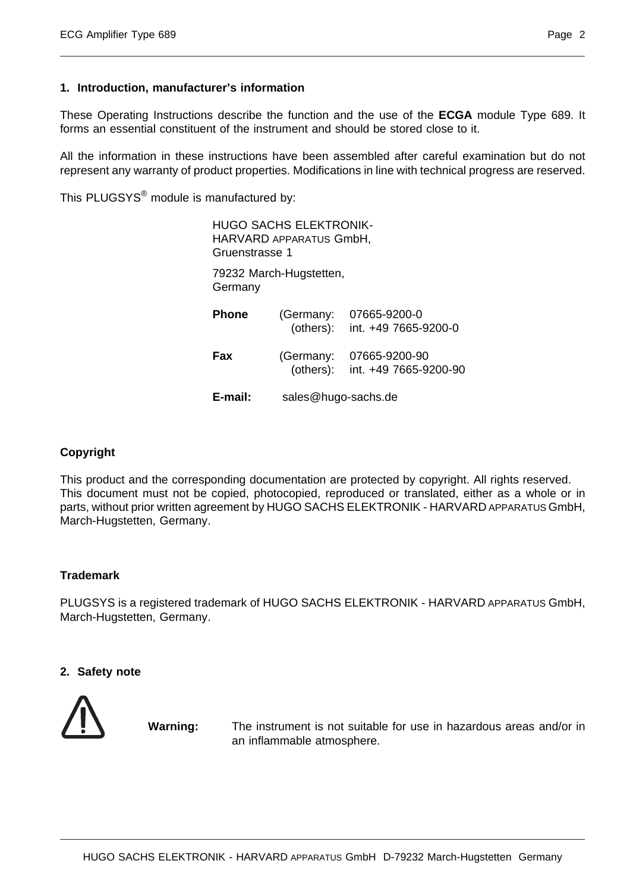## 1. Introduction, manufacturer's information

These Operating Instructions describe the function and the use of the **ECGA** module Type 689. It forms an essential constituent of the instrument and should be stored close to it.

All the information in these instructions have been assembled after careful examination but do not represent any warranty of product properties. Modifications in line with technical progress are reserved.

This PLUGSYS® module is manufactured by:

HUGO SACHS ELEKTRONIK-
HARVARD APPARATUS GmbH,
Gruenstrasse 1

79232 March-Hugstetten,
Germany

| | | |
|---|---|---|
| **Phone** | (Germany: | 07665-9200-0 |
| | (others): | int. +49 7665-9200-0 |
| **Fax** | (Germany: | 07665-9200-90 |
| | (others): | int. +49 7665-9200-90 |
| **E-mail:** | sales@hugo-sachs.de | |

### Copyright

This product and the corresponding documentation are protected by copyright. All rights reserved.
This document must not be copied, photocopied, reproduced or translated, either as a whole or in parts, without prior written agreement by HUGO SACHS ELEKTRONIK - HARVARD APPARATUS GmbH, March-Hugstetten, Germany.

### Trademark

PLUGSYS is a registered trademark of HUGO SACHS ELEKTRONIK - HARVARD APPARATUS GmbH, March-Hugstetten, Germany.

## 2. Safety note

**Warning:** The instrument is not suitable for use in hazardous areas and/or in an inflammable atmosphere.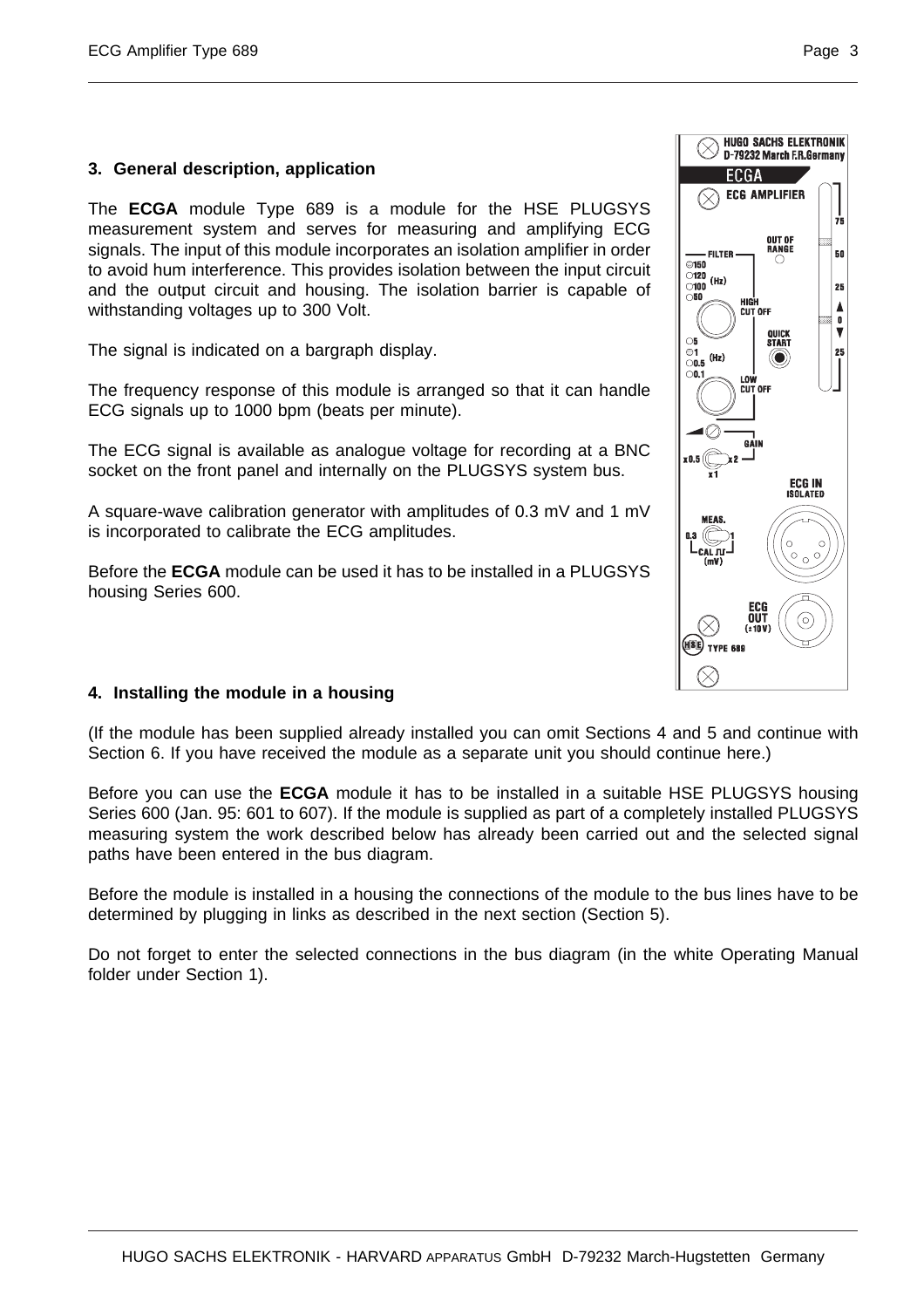## 3. General description, application

The **ECGA** module Type 689 is a module for the HSE PLUGSYS measurement system and serves for measuring and amplifying ECG signals. The input of this module incorporates an isolation amplifier in order to avoid hum interference. This provides isolation between the input circuit and the output circuit and housing. The isolation barrier is capable of withstanding voltages up to 300 Volt.

The signal is indicated on a bargraph display.

The frequency response of this module is arranged so that it can handle ECG signals up to 1000 bpm (beats per minute).

The ECG signal is available as analogue voltage for recording at a BNC socket on the front panel and internally on the PLUGSYS system bus.

A square-wave calibration generator with amplitudes of 0.3 mV and 1 mV is incorporated to calibrate the ECG amplitudes.

Before the **ECGA** module can be used it has to be installed in a PLUGSYS housing Series 600.

## 4. Installing the module in a housing

(If the module has been supplied already installed you can omit Sections 4 and 5 and continue with Section 6. If you have received the module as a separate unit you should continue here.)

Before you can use the **ECGA** module it has to be installed in a suitable HSE PLUGSYS housing Series 600 (Jan. 95: 601 to 607). If the module is supplied as part of a completely installed PLUGSYS measuring system the work described below has already been carried out and the selected signal paths have been entered in the bus diagram.

Before the module is installed in a housing the connections of the module to the bus lines have to be determined by plugging in links as described in the next section (Section 5).

Do not forget to enter the selected connections in the bus diagram (in the white Operating Manual folder under Section 1).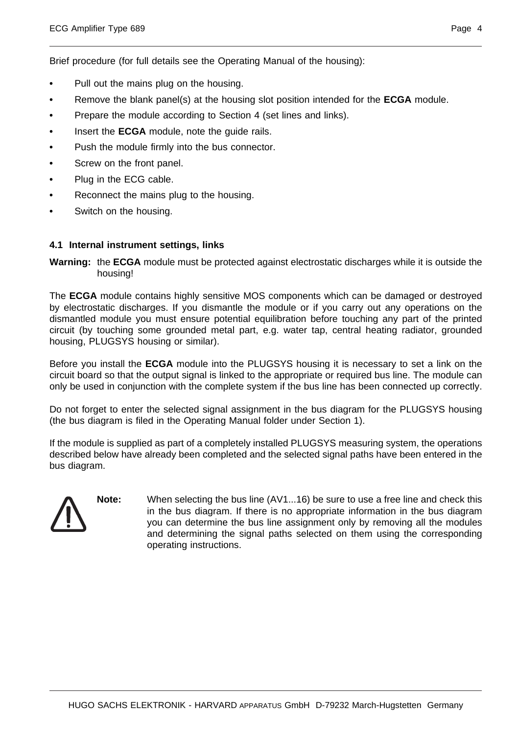Brief procedure (for full details see the Operating Manual of the housing):

- Pull out the mains plug on the housing.
- Remove the blank panel(s) at the housing slot position intended for the **ECGA** module.
- Prepare the module according to Section 4 (set lines and links).
- Insert the **ECGA** module, note the guide rails.
- Push the module firmly into the bus connector.
- Screw on the front panel.
- Plug in the ECG cable.
- Reconnect the mains plug to the housing.
- Switch on the housing.

### 4.1 Internal instrument settings, links

**Warning:** the **ECGA** module must be protected against electrostatic discharges while it is outside the housing!

The **ECGA** module contains highly sensitive MOS components which can be damaged or destroyed by electrostatic discharges. If you dismantle the module or if you carry out any operations on the dismantled module you must ensure potential equilibration before touching any part of the printed circuit (by touching some grounded metal part, e.g. water tap, central heating radiator, grounded housing, PLUGSYS housing or similar).

Before you install the **ECGA** module into the PLUGSYS housing it is necessary to set a link on the circuit board so that the output signal is linked to the appropriate or required bus line. The module can only be used in conjunction with the complete system if the bus line has been connected up correctly.

Do not forget to enter the selected signal assignment in the bus diagram for the PLUGSYS housing (the bus diagram is filed in the Operating Manual folder under Section 1).

If the module is supplied as part of a completely installed PLUGSYS measuring system, the operations described below have already been completed and the selected signal paths have been entered in the bus diagram.

**Note:** When selecting the bus line (AV1...16) be sure to use a free line and check this in the bus diagram. If there is no appropriate information in the bus diagram you can determine the bus line assignment only by removing all the modules and determining the signal paths selected on them using the corresponding operating instructions.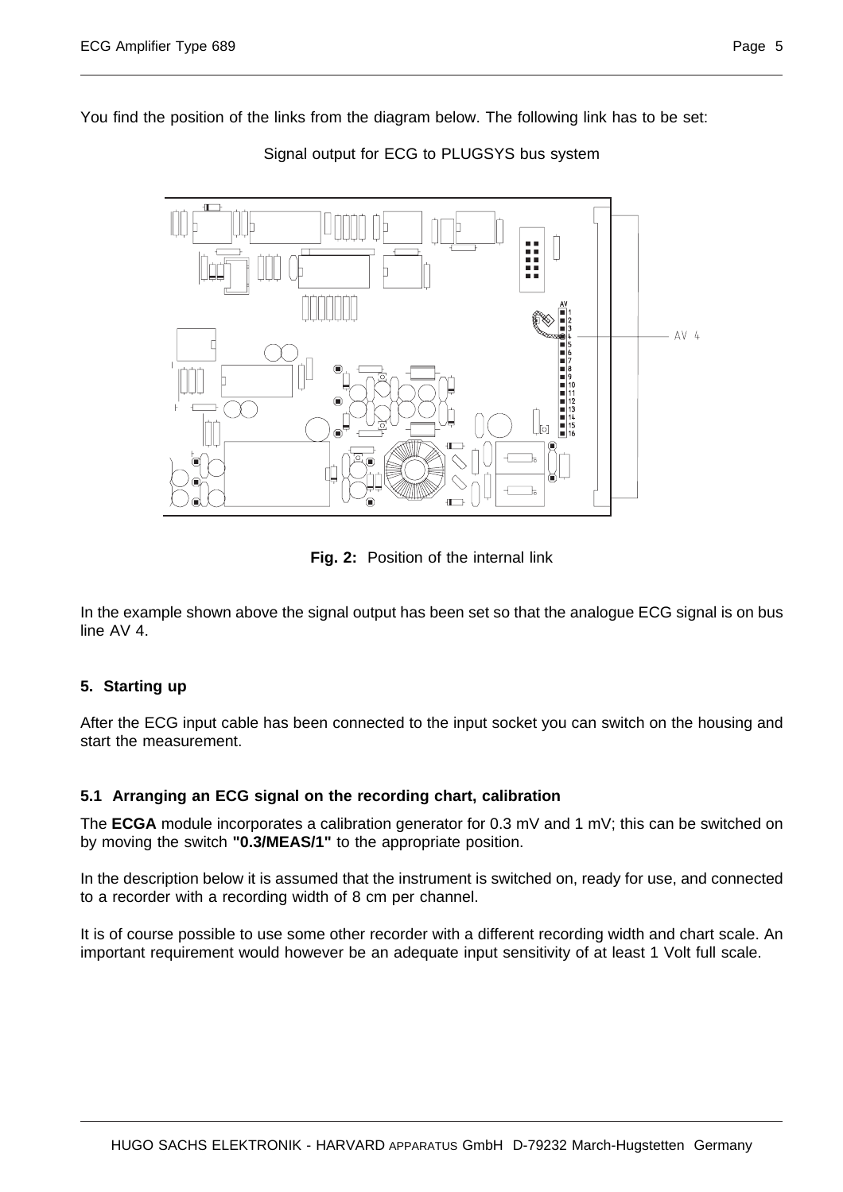You find the position of the links from the diagram below. The following link has to be set:

Signal output for ECG to PLUGSYS bus system

**Fig. 2:** Position of the internal link

In the example shown above the signal output has been set so that the analogue ECG signal is on bus line AV 4.

## 5. Starting up

After the ECG input cable has been connected to the input socket you can switch on the housing and start the measurement.

### 5.1 Arranging an ECG signal on the recording chart, calibration

The **ECGA** module incorporates a calibration generator for 0.3 mV and 1 mV; this can be switched on by moving the switch **"0.3/MEAS/1"** to the appropriate position.

In the description below it is assumed that the instrument is switched on, ready for use, and connected to a recorder with a recording width of 8 cm per channel.

It is of course possible to use some other recorder with a different recording width and chart scale. An important requirement would however be an adequate input sensitivity of at least 1 Volt full scale.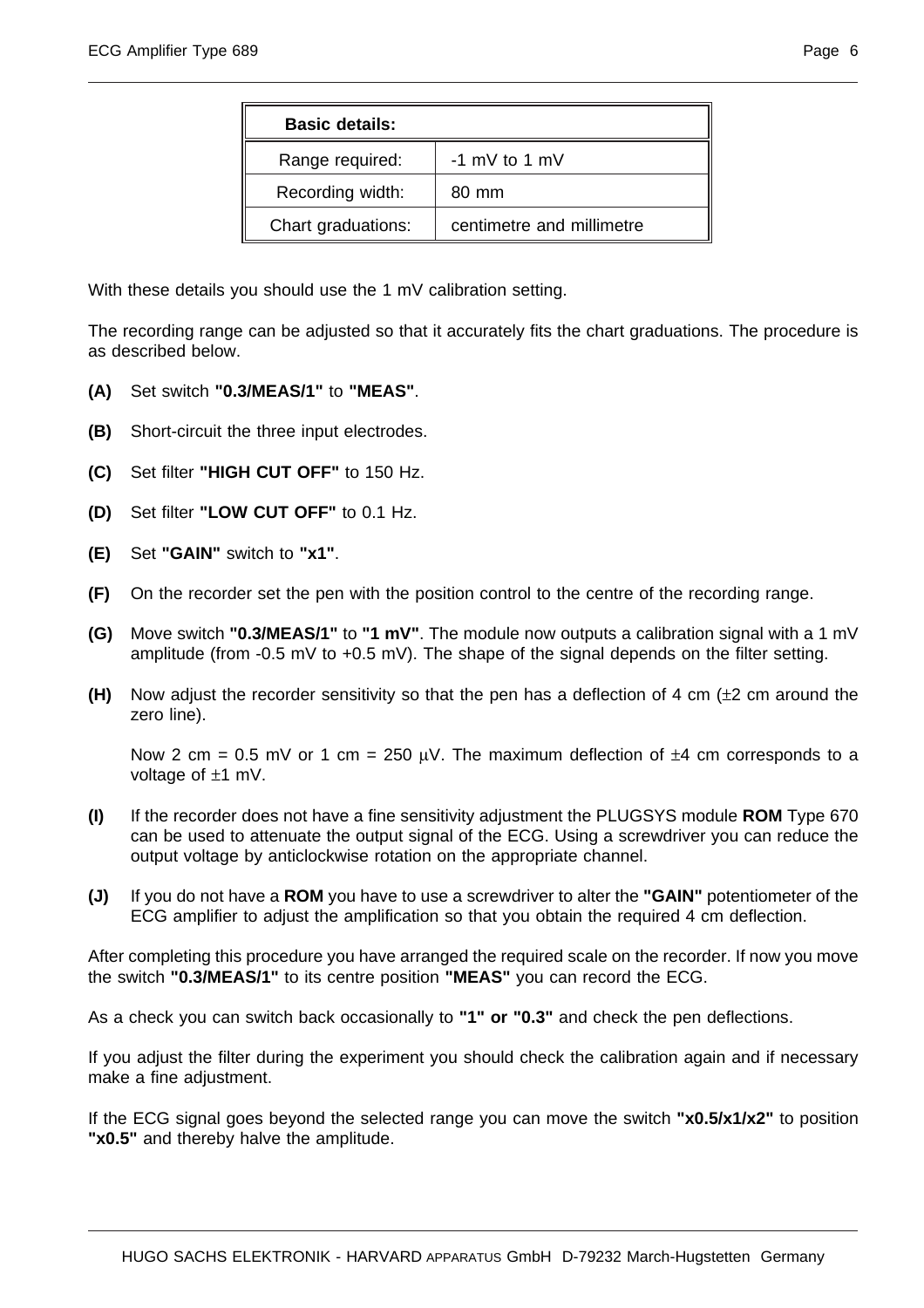| **Basic details:** | |
|---|---|
| Range required: | -1 mV to 1 mV |
| Recording width: | 80 mm |
| Chart graduations: | centimetre and millimetre |

With these details you should use the 1 mV calibration setting.

The recording range can be adjusted so that it accurately fits the chart graduations. The procedure is as described below.

**(A)** Set switch **"0.3/MEAS/1"** to **"MEAS"**.

**(B)** Short-circuit the three input electrodes.

**(C)** Set filter **"HIGH CUT OFF"** to 150 Hz.

**(D)** Set filter **"LOW CUT OFF"** to 0.1 Hz.

**(E)** Set **"GAIN"** switch to **"x1"**.

**(F)** On the recorder set the pen with the position control to the centre of the recording range.

**(G)** Move switch **"0.3/MEAS/1"** to **"1 mV"**. The module now outputs a calibration signal with a 1 mV amplitude (from -0.5 mV to +0.5 mV). The shape of the signal depends on the filter setting.

**(H)** Now adjust the recorder sensitivity so that the pen has a deflection of 4 cm ($\pm$2 cm around the zero line).

Now 2 cm = 0.5 mV or 1 cm = 250 $\mu$V. The maximum deflection of $\pm$4 cm corresponds to a voltage of $\pm$1 mV.

**(I)** If the recorder does not have a fine sensitivity adjustment the PLUGSYS module **ROM** Type 670 can be used to attenuate the output signal of the ECG. Using a screwdriver you can reduce the output voltage by anticlockwise rotation on the appropriate channel.

**(J)** If you do not have a **ROM** you have to use a screwdriver to alter the **"GAIN"** potentiometer of the ECG amplifier to adjust the amplification so that you obtain the required 4 cm deflection.

After completing this procedure you have arranged the required scale on the recorder. If now you move the switch **"0.3/MEAS/1"** to its centre position **"MEAS"** you can record the ECG.

As a check you can switch back occasionally to **"1" or "0.3"** and check the pen deflections.

If you adjust the filter during the experiment you should check the calibration again and if necessary make a fine adjustment.

If the ECG signal goes beyond the selected range you can move the switch **"x0.5/x1/x2"** to position **"x0.5"** and thereby halve the amplitude.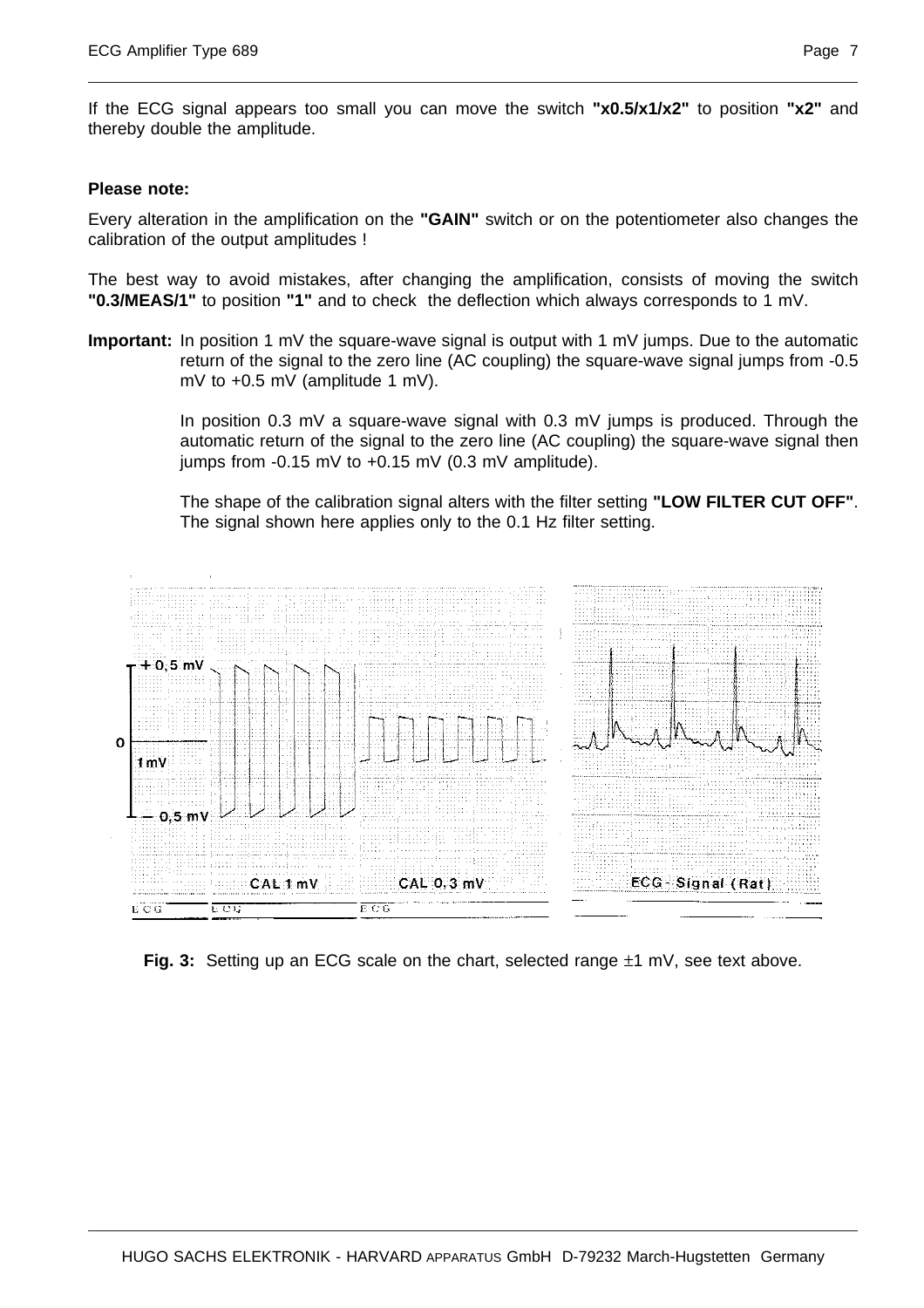If the ECG signal appears too small you can move the switch **"x0.5/x1/x2"** to position **"x2"** and thereby double the amplitude.

**Please note:**

Every alteration in the amplification on the **"GAIN"** switch or on the potentiometer also changes the calibration of the output amplitudes !

The best way to avoid mistakes, after changing the amplification, consists of moving the switch **"0.3/MEAS/1"** to position **"1"** and to check the deflection which always corresponds to 1 mV.

**Important:** In position 1 mV the square-wave signal is output with 1 mV jumps. Due to the automatic return of the signal to the zero line (AC coupling) the square-wave signal jumps from -0.5 mV to +0.5 mV (amplitude 1 mV).

In position 0.3 mV a square-wave signal with 0.3 mV jumps is produced. Through the automatic return of the signal to the zero line (AC coupling) the square-wave signal then jumps from -0.15 mV to +0.15 mV (0.3 mV amplitude).

The shape of the calibration signal alters with the filter setting **"LOW FILTER CUT OFF"**. The signal shown here applies only to the 0.1 Hz filter setting.

**Fig. 3:** Setting up an ECG scale on the chart, selected range ±1 mV, see text above.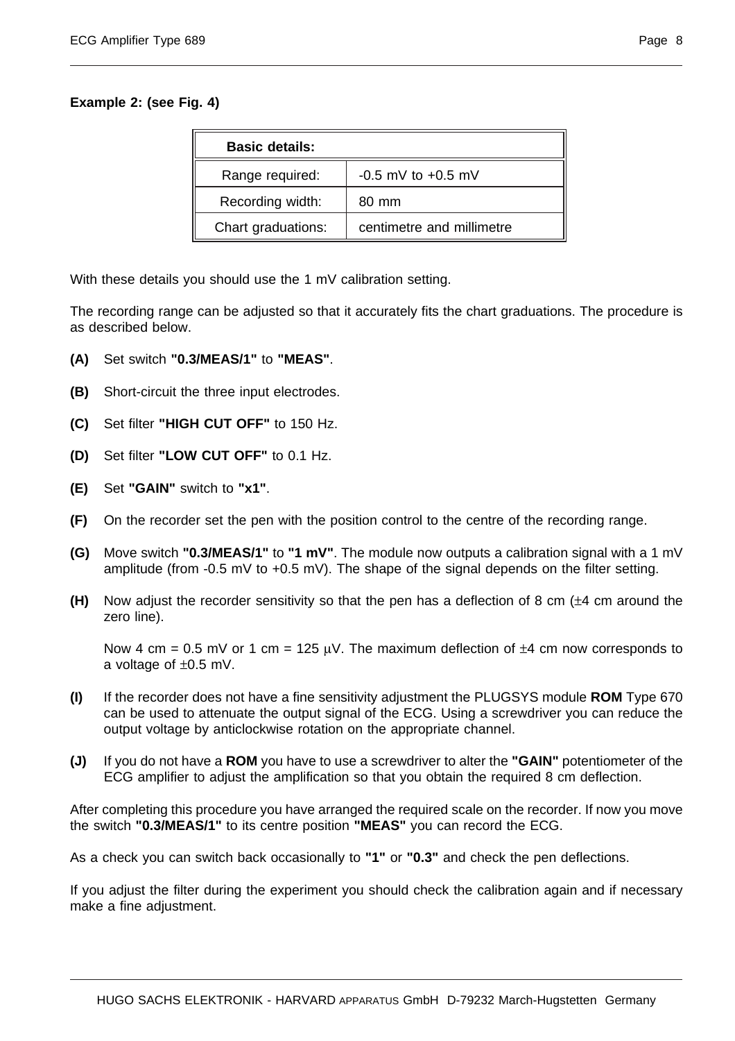**Example 2: (see Fig. 4)**

| Basic details: | |
|---|---|
| Range required: | -0.5 mV to +0.5 mV |
| Recording width: | 80 mm |
| Chart graduations: | centimetre and millimetre |

With these details you should use the 1 mV calibration setting.

The recording range can be adjusted so that it accurately fits the chart graduations. The procedure is as described below.

**(A)** Set switch **"0.3/MEAS/1"** to **"MEAS"**.

**(B)** Short-circuit the three input electrodes.

**(C)** Set filter **"HIGH CUT OFF"** to 150 Hz.

**(D)** Set filter **"LOW CUT OFF"** to 0.1 Hz.

**(E)** Set **"GAIN"** switch to **"x1"**.

**(F)** On the recorder set the pen with the position control to the centre of the recording range.

**(G)** Move switch **"0.3/MEAS/1"** to **"1 mV"**. The module now outputs a calibration signal with a 1 mV amplitude (from -0.5 mV to +0.5 mV). The shape of the signal depends on the filter setting.

**(H)** Now adjust the recorder sensitivity so that the pen has a deflection of 8 cm (±4 cm around the zero line).

Now 4 cm = 0.5 mV or 1 cm = 125 µV. The maximum deflection of ±4 cm now corresponds to a voltage of ±0.5 mV.

**(I)** If the recorder does not have a fine sensitivity adjustment the PLUGSYS module **ROM** Type 670 can be used to attenuate the output signal of the ECG. Using a screwdriver you can reduce the output voltage by anticlockwise rotation on the appropriate channel.

**(J)** If you do not have a **ROM** you have to use a screwdriver to alter the **"GAIN"** potentiometer of the ECG amplifier to adjust the amplification so that you obtain the required 8 cm deflection.

After completing this procedure you have arranged the required scale on the recorder. If now you move the switch **"0.3/MEAS/1"** to its centre position **"MEAS"** you can record the ECG.

As a check you can switch back occasionally to **"1"** or **"0.3"** and check the pen deflections.

If you adjust the filter during the experiment you should check the calibration again and if necessary make a fine adjustment.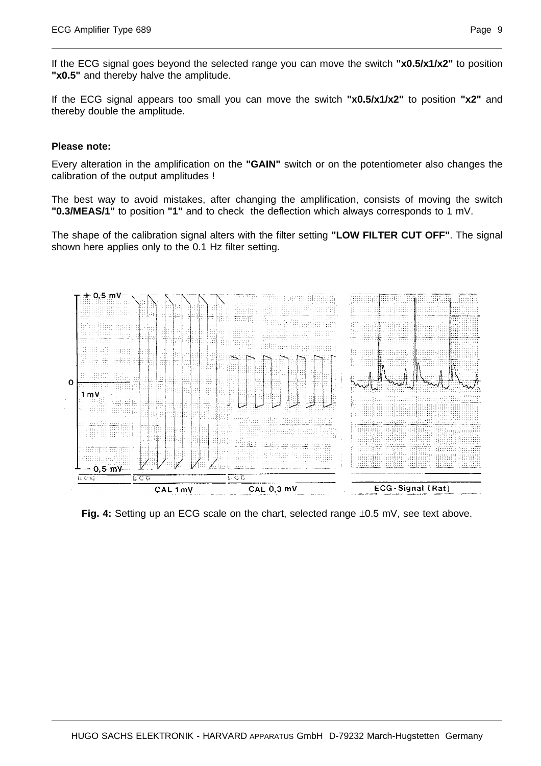If the ECG signal goes beyond the selected range you can move the switch **"x0.5/x1/x2"** to position **"x0.5"** and thereby halve the amplitude.

If the ECG signal appears too small you can move the switch **"x0.5/x1/x2"** to position **"x2"** and thereby double the amplitude.

**Please note:**

Every alteration in the amplification on the **"GAIN"** switch or on the potentiometer also changes the calibration of the output amplitudes !

The best way to avoid mistakes, after changing the amplification, consists of moving the switch **"0.3/MEAS/1"** to position **"1"** and to check the deflection which always corresponds to 1 mV.

The shape of the calibration signal alters with the filter setting **"LOW FILTER CUT OFF"**. The signal shown here applies only to the 0.1 Hz filter setting.

**Fig. 4:** Setting up an ECG scale on the chart, selected range ±0.5 mV, see text above.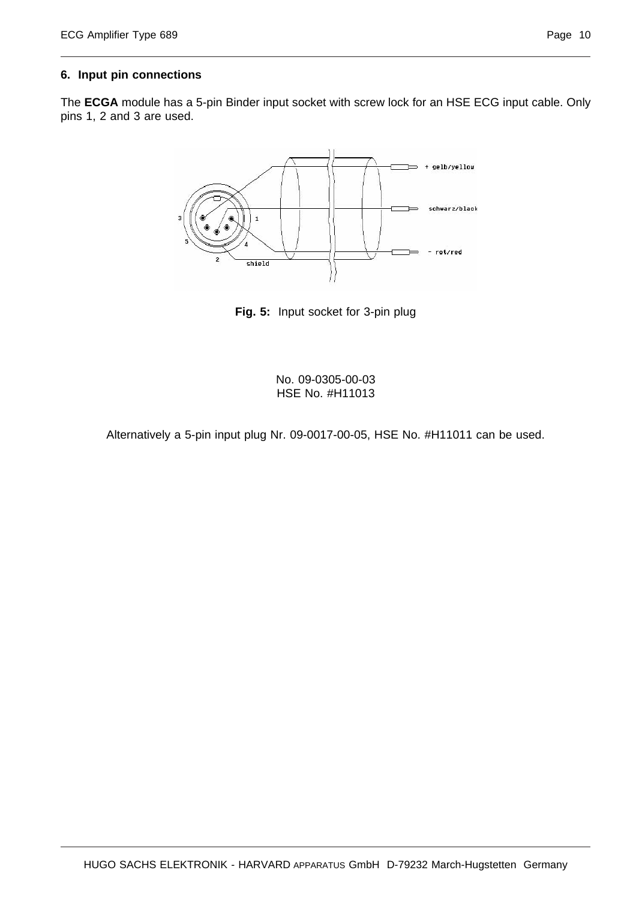## 6. Input pin connections

The **ECGA** module has a 5-pin Binder input socket with screw lock for an HSE ECG input cable. Only pins 1, 2 and 3 are used.

**Fig. 5:** Input socket for 3-pin plug

No. 09-0305-00-03
HSE No. #H11013

Alternatively a 5-pin input plug Nr. 09-0017-00-05, HSE No. #H11011 can be used.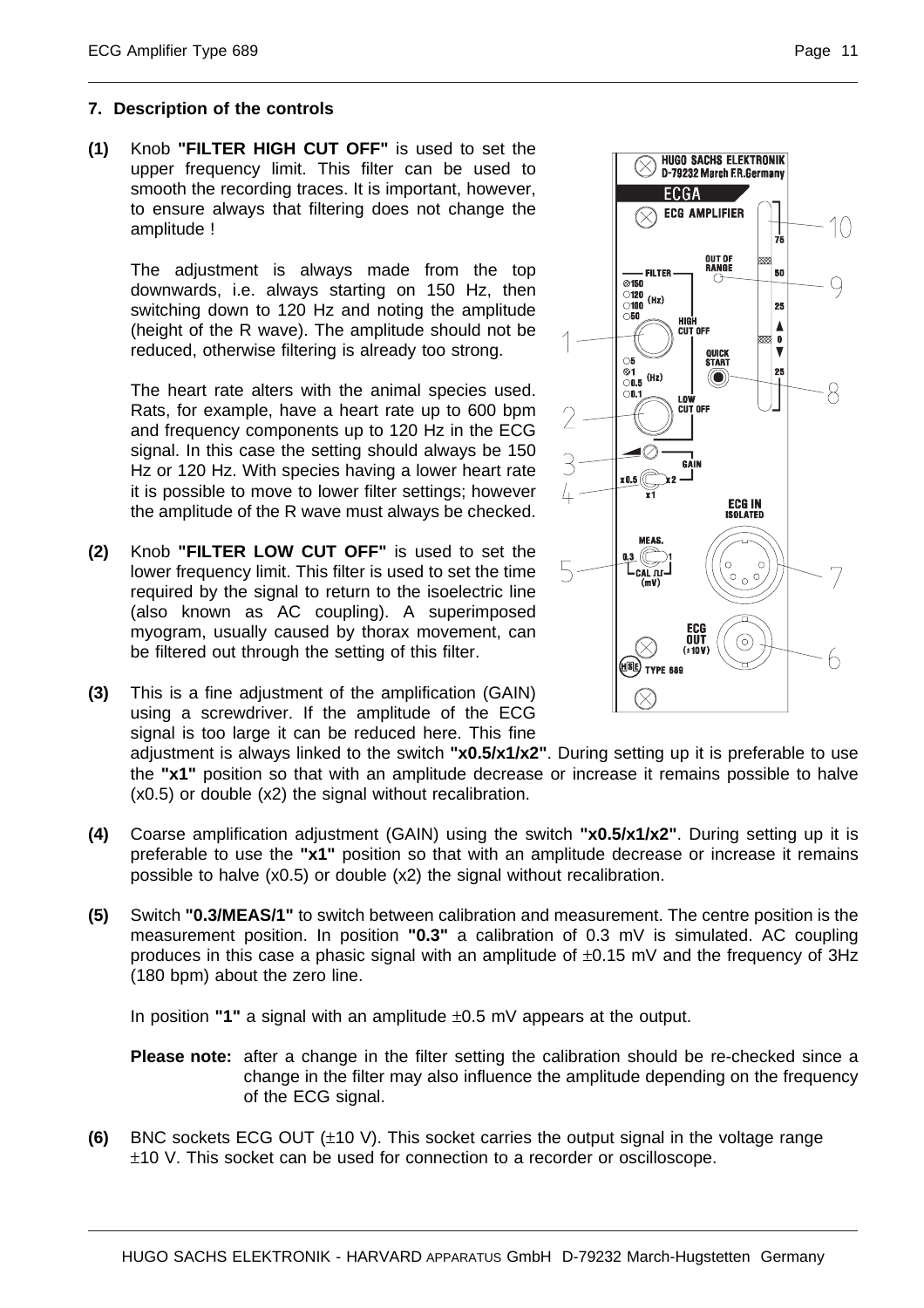## 7. Description of the controls

**(1)** Knob **"FILTER HIGH CUT OFF"** is used to set the upper frequency limit. This filter can be used to smooth the recording traces. It is important, however, to ensure always that filtering does not change the amplitude !

The adjustment is always made from the top downwards, i.e. always starting on 150 Hz, then switching down to 120 Hz and noting the amplitude (height of the R wave). The amplitude should not be reduced, otherwise filtering is already too strong.

The heart rate alters with the animal species used. Rats, for example, have a heart rate up to 600 bpm and frequency components up to 120 Hz in the ECG signal. In this case the setting should always be 150 Hz or 120 Hz. With species having a lower heart rate it is possible to move to lower filter settings; however the amplitude of the R wave must always be checked.

**(2)** Knob **"FILTER LOW CUT OFF"** is used to set the lower frequency limit. This filter is used to set the time required by the signal to return to the isoelectric line (also known as AC coupling). A superimposed myogram, usually caused by thorax movement, can be filtered out through the setting of this filter.

**(3)** This is a fine adjustment of the amplification (GAIN) using a screwdriver. If the amplitude of the ECG signal is too large it can be reduced here. This fine adjustment is always linked to the switch **"x0.5/x1/x2"**. During setting up it is preferable to use the **"x1"** position so that with an amplitude decrease or increase it remains possible to halve (x0.5) or double (x2) the signal without recalibration.

**(4)** Coarse amplification adjustment (GAIN) using the switch **"x0.5/x1/x2"**. During setting up it is preferable to use the **"x1"** position so that with an amplitude decrease or increase it remains possible to halve (x0.5) or double (x2) the signal without recalibration.

**(5)** Switch **"0.3/MEAS/1"** to switch between calibration and measurement. The centre position is the measurement position. In position **"0.3"** a calibration of 0.3 mV is simulated. AC coupling produces in this case a phasic signal with an amplitude of ±0.15 mV and the frequency of 3Hz (180 bpm) about the zero line.

In position **"1"** a signal with an amplitude ±0.5 mV appears at the output.

**Please note:** after a change in the filter setting the calibration should be re-checked since a change in the filter may also influence the amplitude depending on the frequency of the ECG signal.

**(6)** BNC sockets ECG OUT (±10 V). This socket carries the output signal in the voltage range ±10 V. This socket can be used for connection to a recorder or oscilloscope.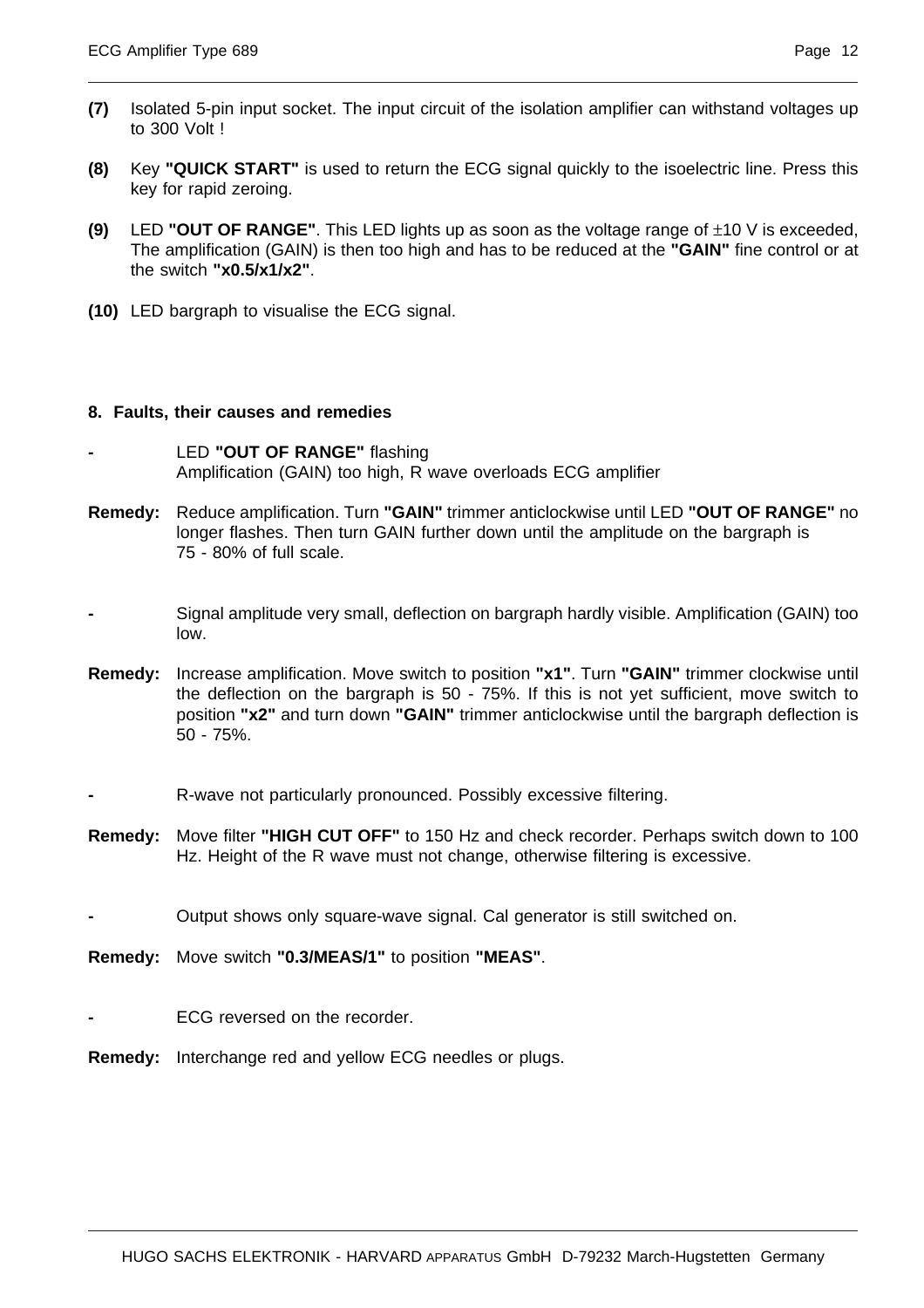**(7)** Isolated 5-pin input socket. The input circuit of the isolation amplifier can withstand voltages up to 300 Volt !

**(8)** Key **"QUICK START"** is used to return the ECG signal quickly to the isoelectric line. Press this key for rapid zeroing.

**(9)** LED **"OUT OF RANGE"**. This LED lights up as soon as the voltage range of ±10 V is exceeded, The amplification (GAIN) is then too high and has to be reduced at the **"GAIN"** fine control or at the switch **"x0.5/x1/x2"**.

**(10)** LED bargraph to visualise the ECG signal.

## 8. Faults, their causes and remedies

- LED **"OUT OF RANGE"** flashing
  Amplification (GAIN) too high, R wave overloads ECG amplifier

**Remedy:** Reduce amplification. Turn **"GAIN"** trimmer anticlockwise until LED **"OUT OF RANGE"** no longer flashes. Then turn GAIN further down until the amplitude on the bargraph is 75 - 80% of full scale.

- Signal amplitude very small, deflection on bargraph hardly visible. Amplification (GAIN) too low.

**Remedy:** Increase amplification. Move switch to position **"x1"**. Turn **"GAIN"** trimmer clockwise until the deflection on the bargraph is 50 - 75%. If this is not yet sufficient, move switch to position **"x2"** and turn down **"GAIN"** trimmer anticlockwise until the bargraph deflection is 50 - 75%.

- R-wave not particularly pronounced. Possibly excessive filtering.

**Remedy:** Move filter **"HIGH CUT OFF"** to 150 Hz and check recorder. Perhaps switch down to 100 Hz. Height of the R wave must not change, otherwise filtering is excessive.

- Output shows only square-wave signal. Cal generator is still switched on.

**Remedy:** Move switch **"0.3/MEAS/1"** to position **"MEAS"**.

- ECG reversed on the recorder.

**Remedy:** Interchange red and yellow ECG needles or plugs.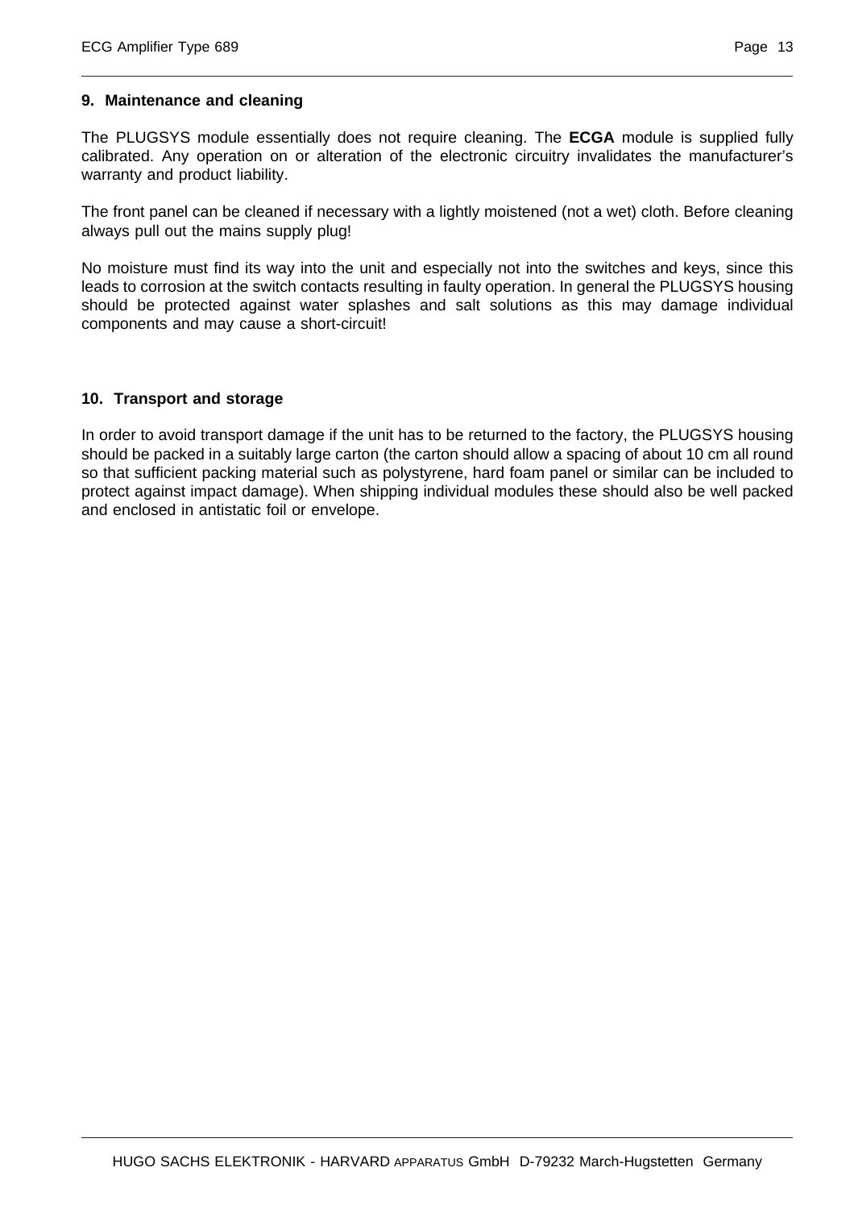## 9. Maintenance and cleaning

The PLUGSYS module essentially does not require cleaning. The **ECGA** module is supplied fully calibrated. Any operation on or alteration of the electronic circuitry invalidates the manufacturer's warranty and product liability.

The front panel can be cleaned if necessary with a lightly moistened (not a wet) cloth. Before cleaning always pull out the mains supply plug!

No moisture must find its way into the unit and especially not into the switches and keys, since this leads to corrosion at the switch contacts resulting in faulty operation. In general the PLUGSYS housing should be protected against water splashes and salt solutions as this may damage individual components and may cause a short-circuit!

## 10. Transport and storage

In order to avoid transport damage if the unit has to be returned to the factory, the PLUGSYS housing should be packed in a suitably large carton (the carton should allow a spacing of about 10 cm all round so that sufficient packing material such as polystyrene, hard foam panel or similar can be included to protect against impact damage). When shipping individual modules these should also be well packed and enclosed in antistatic foil or envelope.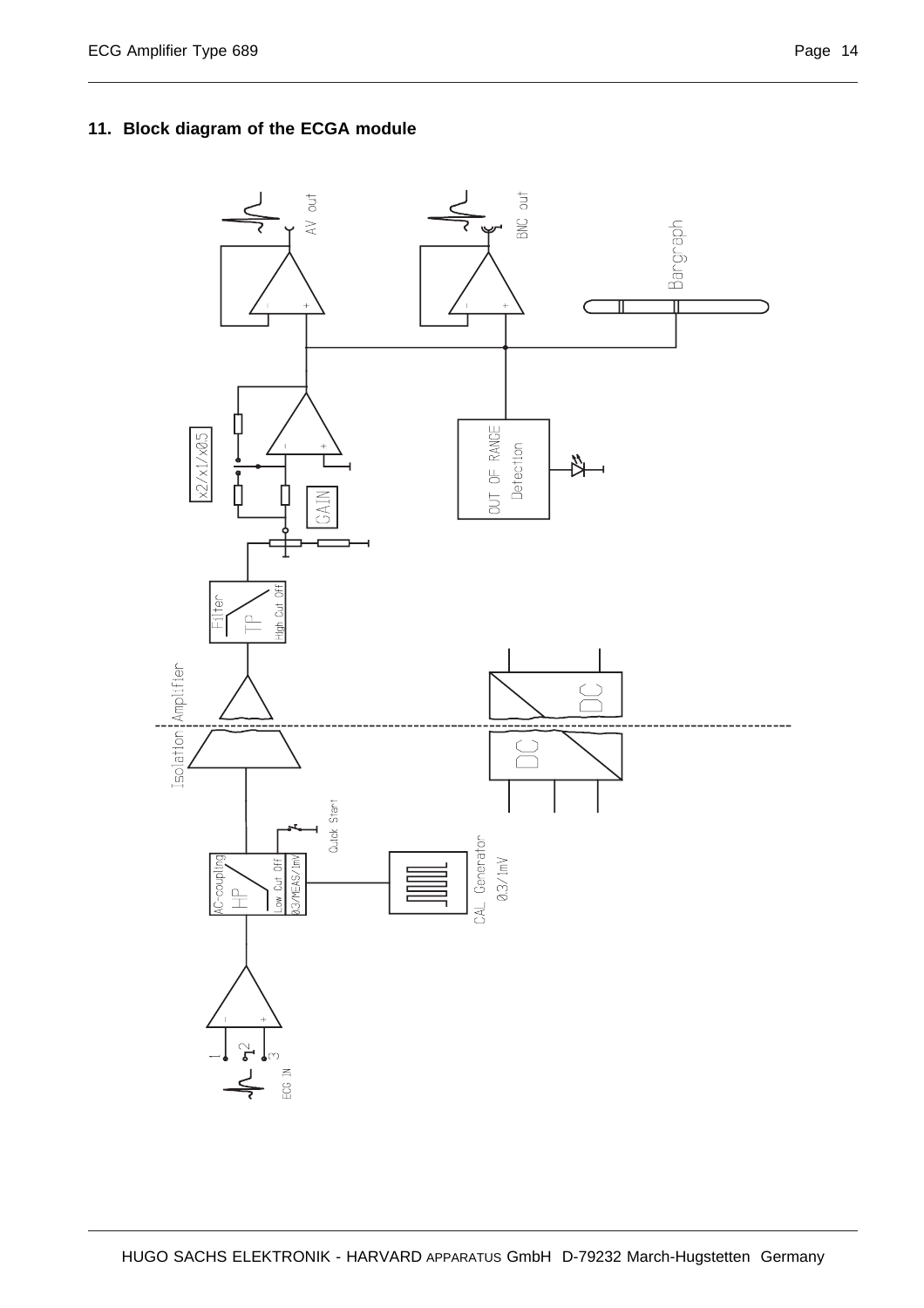## 11. Block diagram of the ECGA module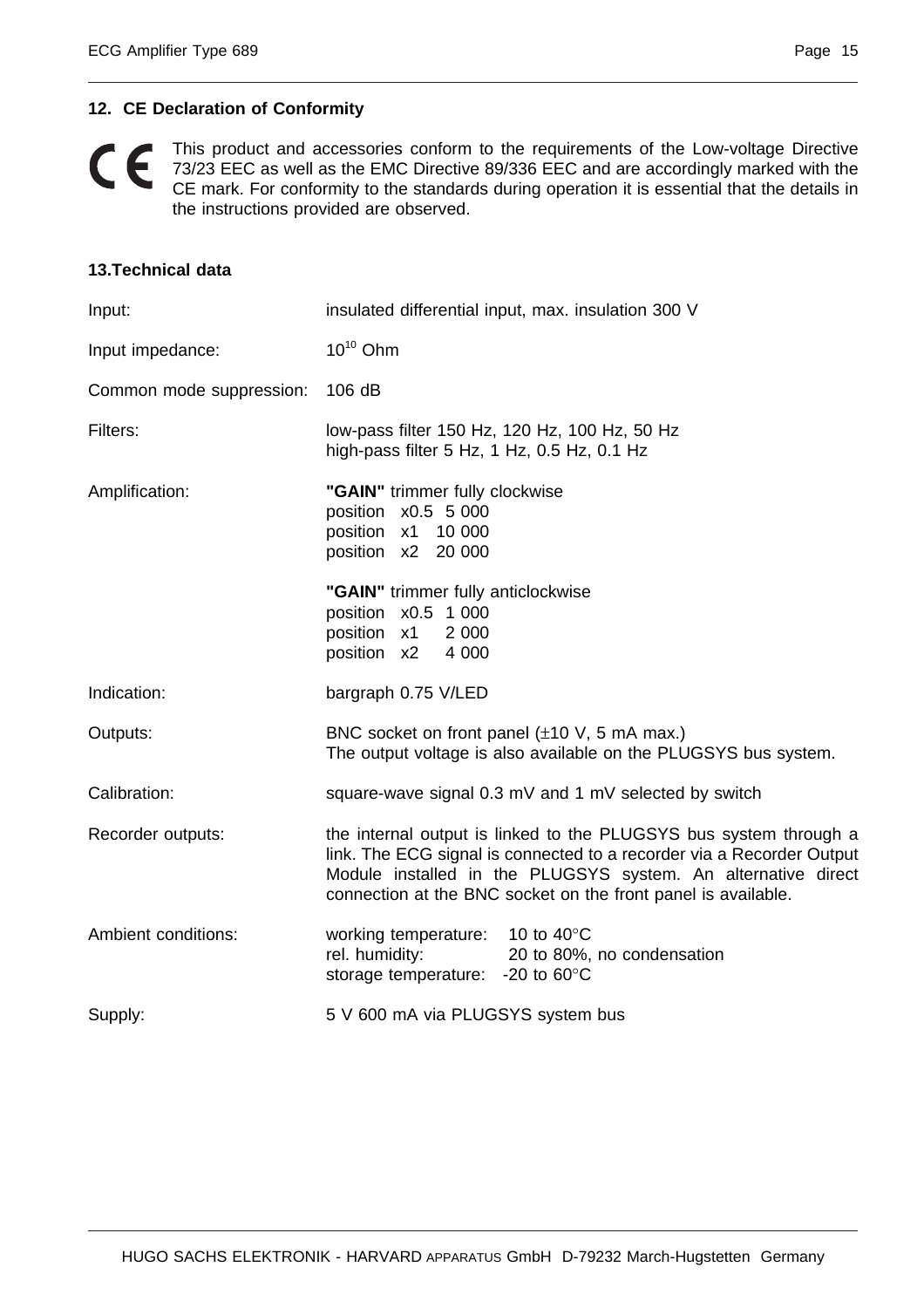## 12. CE Declaration of Conformity

CE This product and accessories conform to the requirements of the Low-voltage Directive 73/23 EEC as well as the EMC Directive 89/336 EEC and are accordingly marked with the CE mark. For conformity to the standards during operation it is essential that the details in the instructions provided are observed.

## 13.Technical data

| | |
|---|---|
| Input: | insulated differential input, max. insulation 300 V |
| Input impedance: | $10^{10}$ Ohm |
| Common mode suppression: | 106 dB |
| Filters: | low-pass filter 150 Hz, 120 Hz, 100 Hz, 50 Hz<br>high-pass filter 5 Hz, 1 Hz, 0.5 Hz, 0.1 Hz |
| Amplification: | **"GAIN"** trimmer fully clockwise<br>position x0.5 5 000<br>position x1 10 000<br>position x2 20 000<br><br>**"GAIN"** trimmer fully anticlockwise<br>position x0.5 1 000<br>position x1 2 000<br>position x2 4 000 |
| Indication: | bargraph 0.75 V/LED |
| Outputs: | BNC socket on front panel (±10 V, 5 mA max.)<br>The output voltage is also available on the PLUGSYS bus system. |
| Calibration: | square-wave signal 0.3 mV and 1 mV selected by switch |
| Recorder outputs: | the internal output is linked to the PLUGSYS bus system through a link. The ECG signal is connected to a recorder via a Recorder Output Module installed in the PLUGSYS system. An alternative direct connection at the BNC socket on the front panel is available. |
| Ambient conditions: | working temperature: 10 to 40°C<br>rel. humidity: 20 to 80%, no condensation<br>storage temperature: -20 to 60°C |
| Supply: | 5 V 600 mA via PLUGSYS system bus |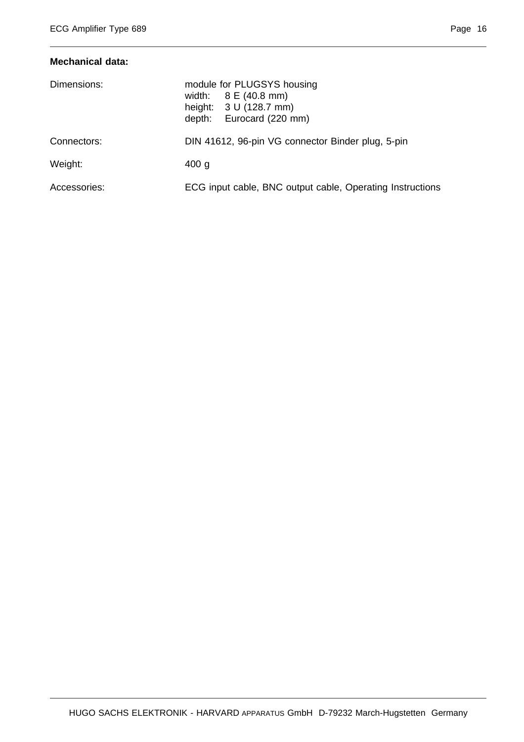**Mechanical data:**

| | |
|---|---|
| Dimensions: | module for PLUGSYS housing<br>width: 8 E (40.8 mm)<br>height: 3 U (128.7 mm)<br>depth: Eurocard (220 mm) |
| Connectors: | DIN 41612, 96-pin VG connector Binder plug, 5-pin |
| Weight: | 400 g |
| Accessories: | ECG input cable, BNC output cable, Operating Instructions |